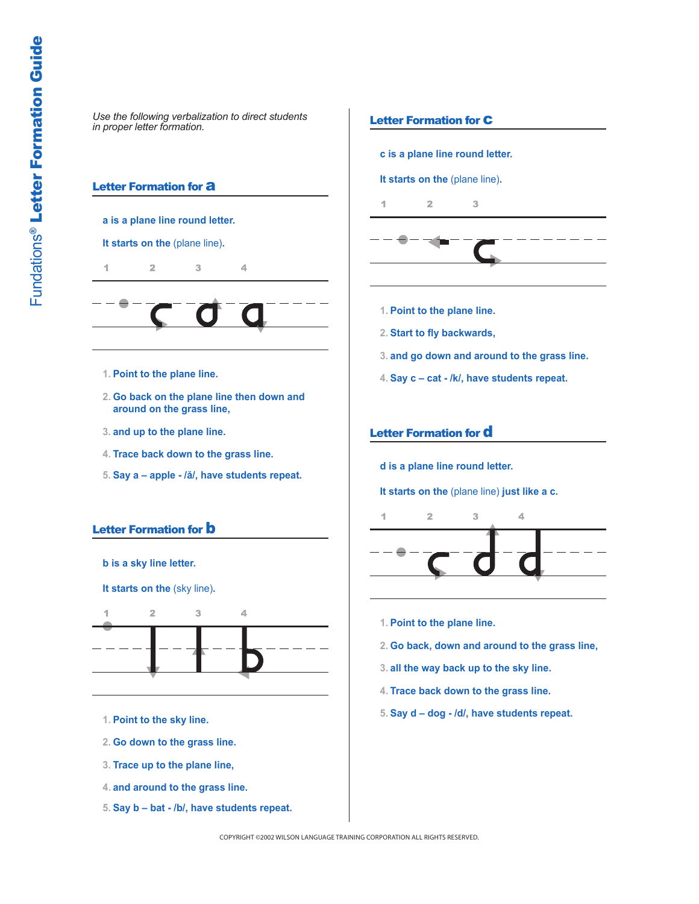*Use the following verbalization to direct students in proper letter formation.*

## Letter Formation for a

**a is a plane line round letter.**

**It starts on the** (plane line).

1 2 3 4

1. **Point to the plane line.**
2. **Go back on the plane line then down and around on the grass line,**
3. **and up to the plane line.**
4. **Trace back down to the grass line.**
5. **Say a – apple - /ă/, have students repeat.**

## Letter Formation for b

**b is a sky line letter.**

**It starts on the** (sky line).

1 2 3 4

1. **Point to the sky line.**
2. **Go down to the grass line.**
3. **Trace up to the plane line,**
4. **and around to the grass line.**
5. **Say b – bat - /b/, have students repeat.**

## Letter Formation for c

**c is a plane line round letter.**

**It starts on the** (plane line).

1 2 3

1. **Point to the plane line.**
2. **Start to fly backwards,**
3. **and go down and around to the grass line.**
4. **Say c – cat - /k/, have students repeat.**

## Letter Formation for d

**d is a plane line round letter.**

**It starts on the** (plane line) **just like a c.**

1 2 3 4

1. **Point to the plane line.**
2. **Go back, down and around to the grass line,**
3. **all the way back up to the sky line.**
4. **Trace back down to the grass line.**
5. **Say d – dog - /d/, have students repeat.**

COPYRIGHT ©2002 WILSON LANGUAGE TRAINING CORPORATION ALL RIGHTS RESERVED.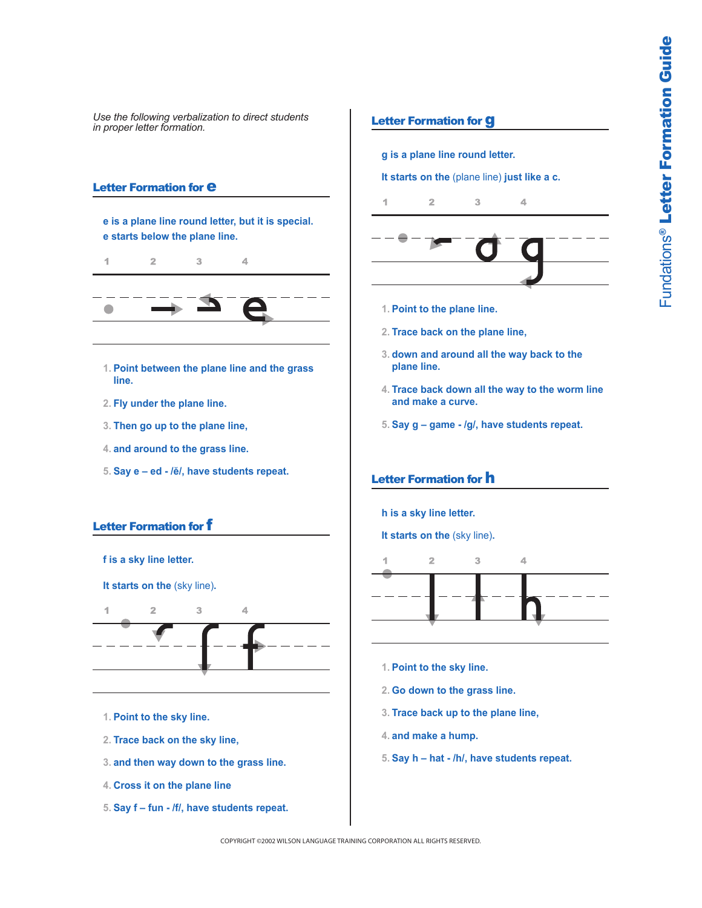*Use the following verbalization to direct students in proper letter formation.*

## Letter Formation for e

e is a plane line round letter, but it is special.
e starts below the plane line.

1 2 3 4

1. Point between the plane line and the grass line.
2. Fly under the plane line.
3. Then go up to the plane line,
4. and around to the grass line.
5. Say e – ed - /ĕ/, have students repeat.

## Letter Formation for f

f is a sky line letter.

It starts on the (sky line).

1 2 3 4

1. Point to the sky line.
2. Trace back on the sky line,
3. and then way down to the grass line.
4. Cross it on the plane line
5. Say f – fun - /f/, have students repeat.

## Letter Formation for g

g is a plane line round letter.

It starts on the (plane line) just like a c.

1 2 3 4

1. Point to the plane line.
2. Trace back on the plane line,
3. down and around all the way back to the plane line.
4. Trace back down all the way to the worm line and make a curve.
5. Say g – game - /g/, have students repeat.

## Letter Formation for h

h is a sky line letter.

It starts on the (sky line).

1 2 3 4

1. Point to the sky line.
2. Go down to the grass line.
3. Trace back up to the plane line,
4. and make a hump.
5. Say h – hat - /h/, have students repeat.

COPYRIGHT ©2002 WILSON LANGUAGE TRAINING CORPORATION ALL RIGHTS RESERVED.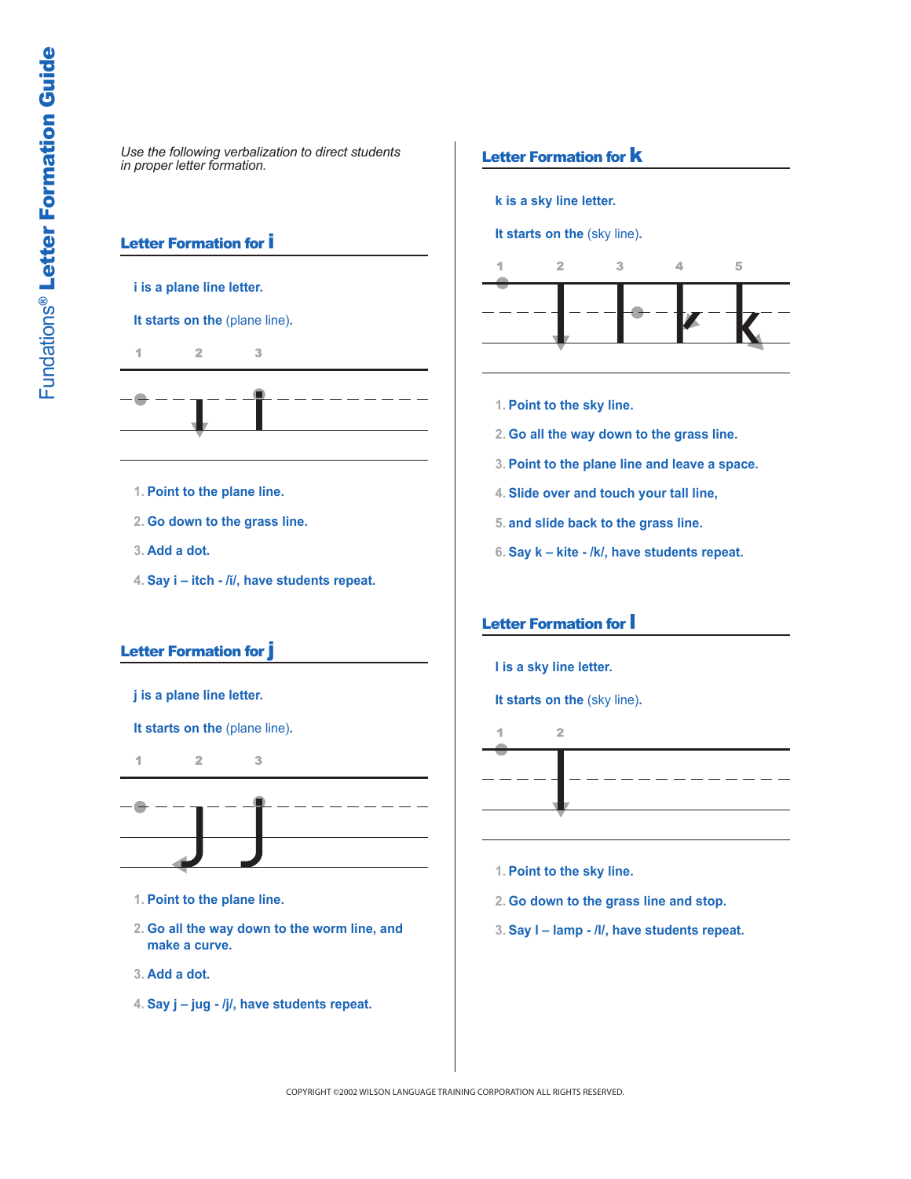*Use the following verbalization to direct students in proper letter formation.*

## Letter Formation for i

**i is a plane line letter.**

**It starts on the** (plane line).

1 2 3

1. **Point to the plane line.**
2. **Go down to the grass line.**
3. **Add a dot.**
4. **Say i – itch - /ĭ/, have students repeat.**

## Letter Formation for j

**j is a plane line letter.**

**It starts on the** (plane line).

1 2 3

1. **Point to the plane line.**
2. **Go all the way down to the worm line, and make a curve.**
3. **Add a dot.**
4. **Say j – jug - /j/, have students repeat.**

## Letter Formation for k

**k is a sky line letter.**

**It starts on the** (sky line).

1 2 3 4 5

1. **Point to the sky line.**
2. **Go all the way down to the grass line.**
3. **Point to the plane line and leave a space.**
4. **Slide over and touch your tall line,**
5. **and slide back to the grass line.**
6. **Say k – kite - /k/, have students repeat.**

## Letter Formation for l

**l is a sky line letter.**

**It starts on the** (sky line).

1 2

1. **Point to the sky line.**
2. **Go down to the grass line and stop.**
3. **Say l – lamp - /l/, have students repeat.**

COPYRIGHT ©2002 WILSON LANGUAGE TRAINING CORPORATION ALL RIGHTS RESERVED.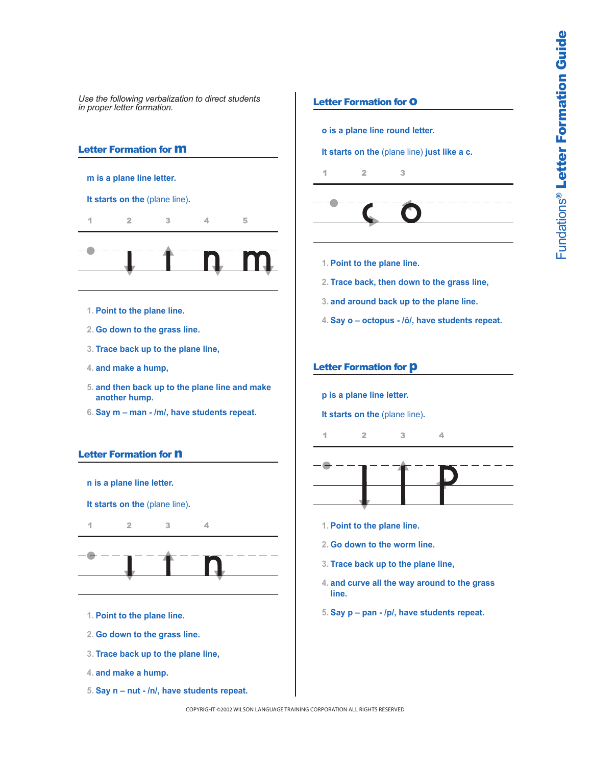*Use the following verbalization to direct students in proper letter formation.*

## Letter Formation for m

m is a plane line letter.

It starts on the (plane line).

1 2 3 4 5

1. Point to the plane line.
2. Go down to the grass line.
3. Trace back up to the plane line,
4. and make a hump,
5. and then back up to the plane line and make another hump.
6. Say m – man - /m/, have students repeat.

## Letter Formation for n

n is a plane line letter.

It starts on the (plane line).

1 2 3 4

1. Point to the plane line.
2. Go down to the grass line.
3. Trace back up to the plane line,
4. and make a hump.
5. Say n – nut - /n/, have students repeat.

## Letter Formation for o

o is a plane line round letter.

It starts on the (plane line) just like a c.

1 2 3

1. Point to the plane line.
2. Trace back, then down to the grass line,
3. and around back up to the plane line.
4. Say o – octopus - /ŏ/, have students repeat.

## Letter Formation for p

p is a plane line letter.

It starts on the (plane line).

1 2 3 4

1. Point to the plane line.
2. Go down to the worm line.
3. Trace back up to the plane line,
4. and curve all the way around to the grass line.
5. Say p – pan - /p/, have students repeat.

COPYRIGHT ©2002 WILSON LANGUAGE TRAINING CORPORATION ALL RIGHTS RESERVED.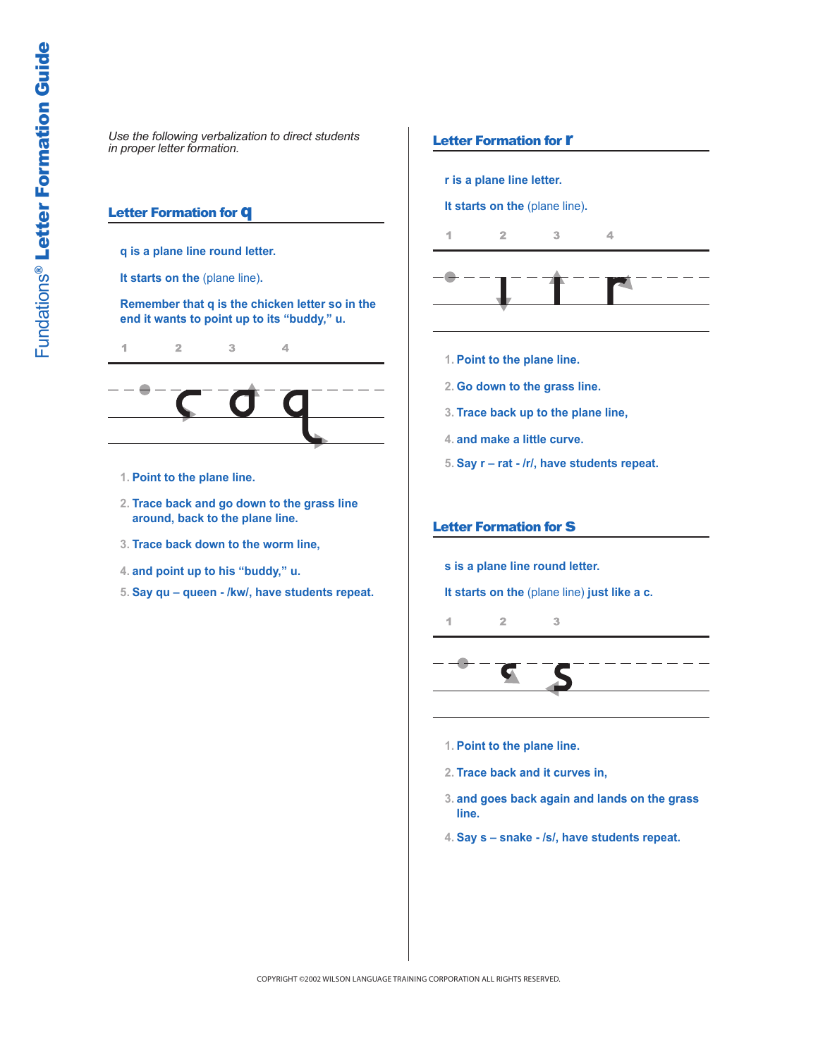*Use the following verbalization to direct students in proper letter formation.*

## Letter Formation for q

q is a plane line round letter.

It starts on the (plane line).

Remember that q is the chicken letter so in the end it wants to point up to its "buddy," u.

1. Point to the plane line.
2. Trace back and go down to the grass line around, back to the plane line.
3. Trace back down to the worm line,
4. and point up to his "buddy," u.
5. Say qu – queen - /kw/, have students repeat.

## Letter Formation for r

r is a plane line letter.

It starts on the (plane line).

1. Point to the plane line.
2. Go down to the grass line.
3. Trace back up to the plane line,
4. and make a little curve.
5. Say r – rat - /r/, have students repeat.

## Letter Formation for s

s is a plane line round letter.

It starts on the (plane line) just like a c.

1. Point to the plane line.
2. Trace back and it curves in,
3. and goes back again and lands on the grass line.
4. Say s – snake - /s/, have students repeat.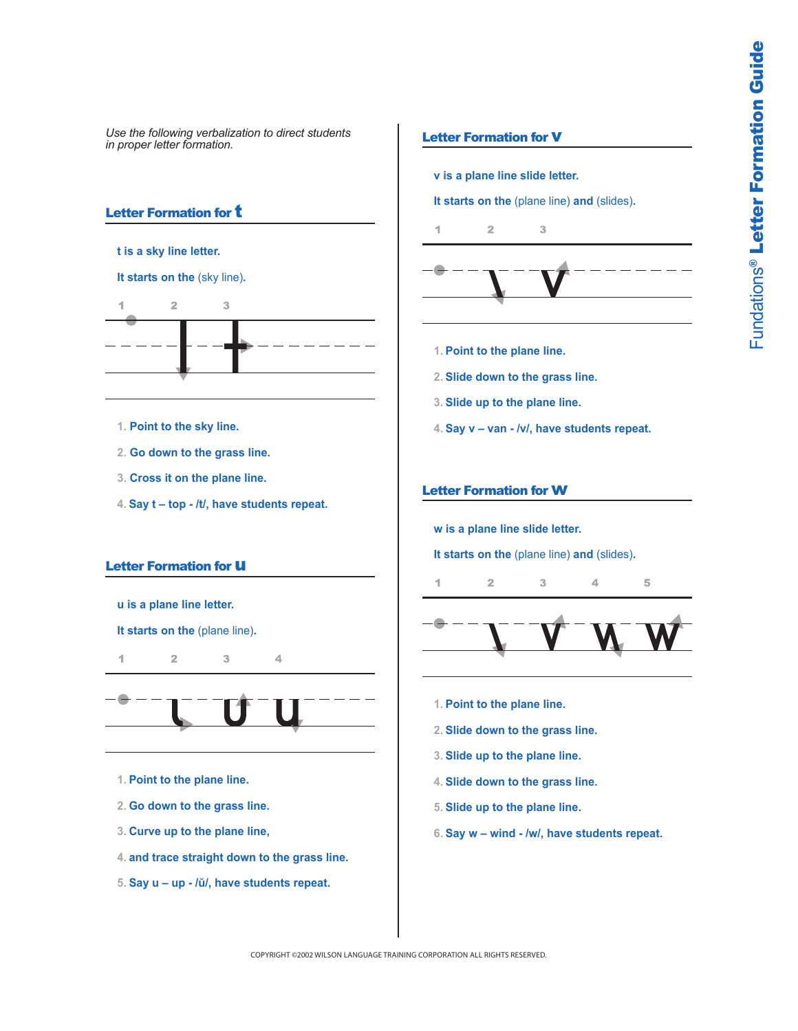*Use the following verbalization to direct students in proper letter formation.*

## Letter Formation for t

**t is a sky line letter.**

**It starts on the** (sky line).

1. **Point to the sky line.**
2. **Go down to the grass line.**
3. **Cross it on the plane line.**
4. **Say t – top - /t/, have students repeat.**

## Letter Formation for u

**u is a plane line letter.**

**It starts on the** (plane line).

1. **Point to the plane line.**
2. **Go down to the grass line.**
3. **Curve up to the plane line,**
4. **and trace straight down to the grass line.**
5. **Say u – up - /ŭ/, have students repeat.**

## Letter Formation for v

**v is a plane line slide letter.**

**It starts on the** (plane line) **and** (slides).

1. **Point to the plane line.**
2. **Slide down to the grass line.**
3. **Slide up to the plane line.**
4. **Say v – van - /v/, have students repeat.**

## Letter Formation for w

**w is a plane line slide letter.**

**It starts on the** (plane line) **and** (slides).

1. **Point to the plane line.**
2. **Slide down to the grass line.**
3. **Slide up to the plane line.**
4. **Slide down to the grass line.**
5. **Slide up to the plane line.**
6. **Say w – wind - /w/, have students repeat.**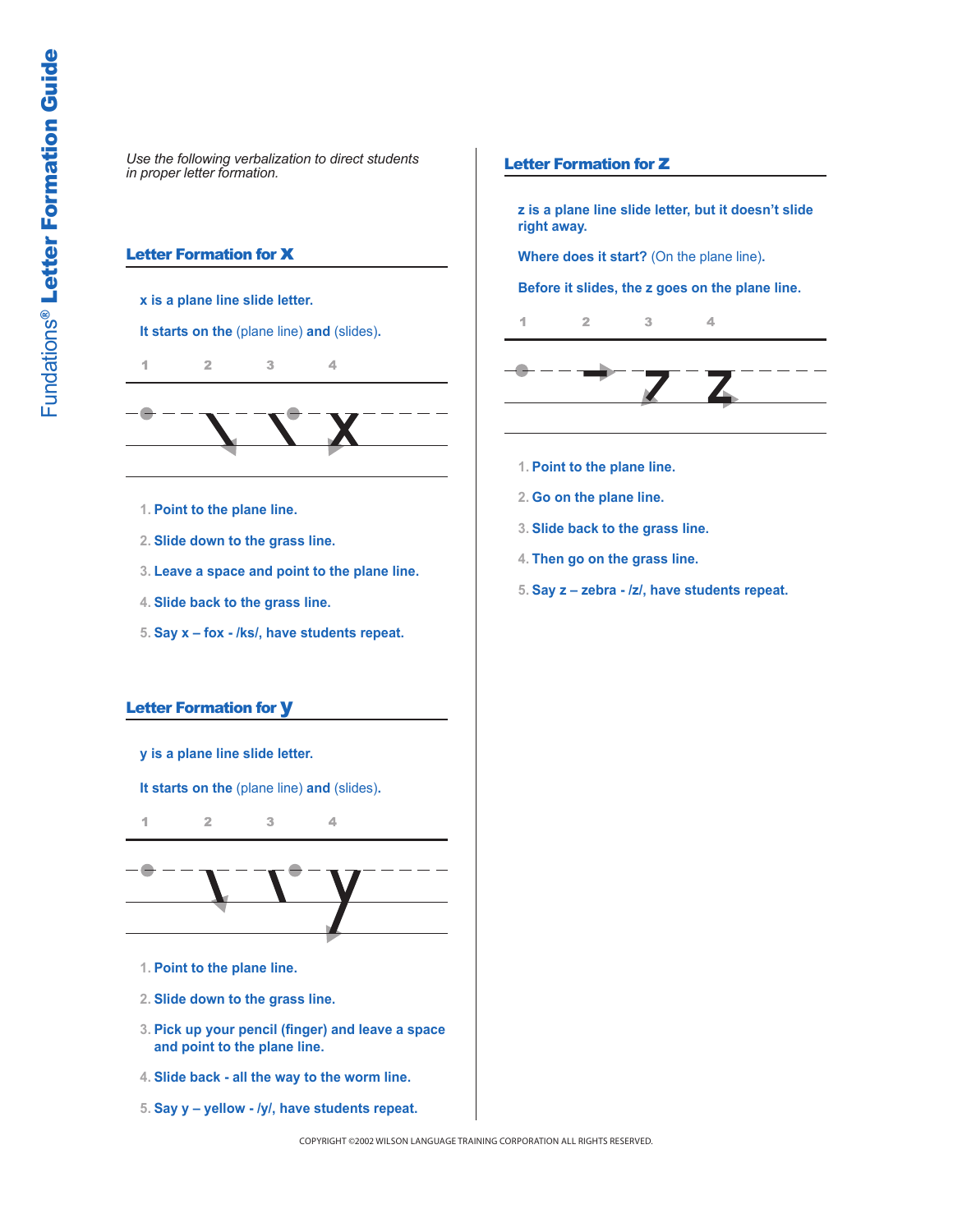*Use the following verbalization to direct students in proper letter formation.*

## Letter Formation for x

**x is a plane line slide letter.**

**It starts on the** (plane line) **and** (slides)**.**

1 2 3 4

1. **Point to the plane line.**
2. **Slide down to the grass line.**
3. **Leave a space and point to the plane line.**
4. **Slide back to the grass line.**
5. **Say x – fox - /ks/, have students repeat.**

## Letter Formation for y

**y is a plane line slide letter.**

**It starts on the** (plane line) **and** (slides)**.**

1 2 3 4

1. **Point to the plane line.**
2. **Slide down to the grass line.**
3. **Pick up your pencil (finger) and leave a space and point to the plane line.**
4. **Slide back - all the way to the worm line.**
5. **Say y – yellow - /y/, have students repeat.**

## Letter Formation for z

**z is a plane line slide letter, but it doesn't slide right away.**

**Where does it start?** (On the plane line)**.**

**Before it slides, the z goes on the plane line.**

1 2 3 4

1. **Point to the plane line.**
2. **Go on the plane line.**
3. **Slide back to the grass line.**
4. **Then go on the grass line.**
5. **Say z – zebra - /z/, have students repeat.**

COPYRIGHT ©2002 WILSON LANGUAGE TRAINING CORPORATION ALL RIGHTS RESERVED.